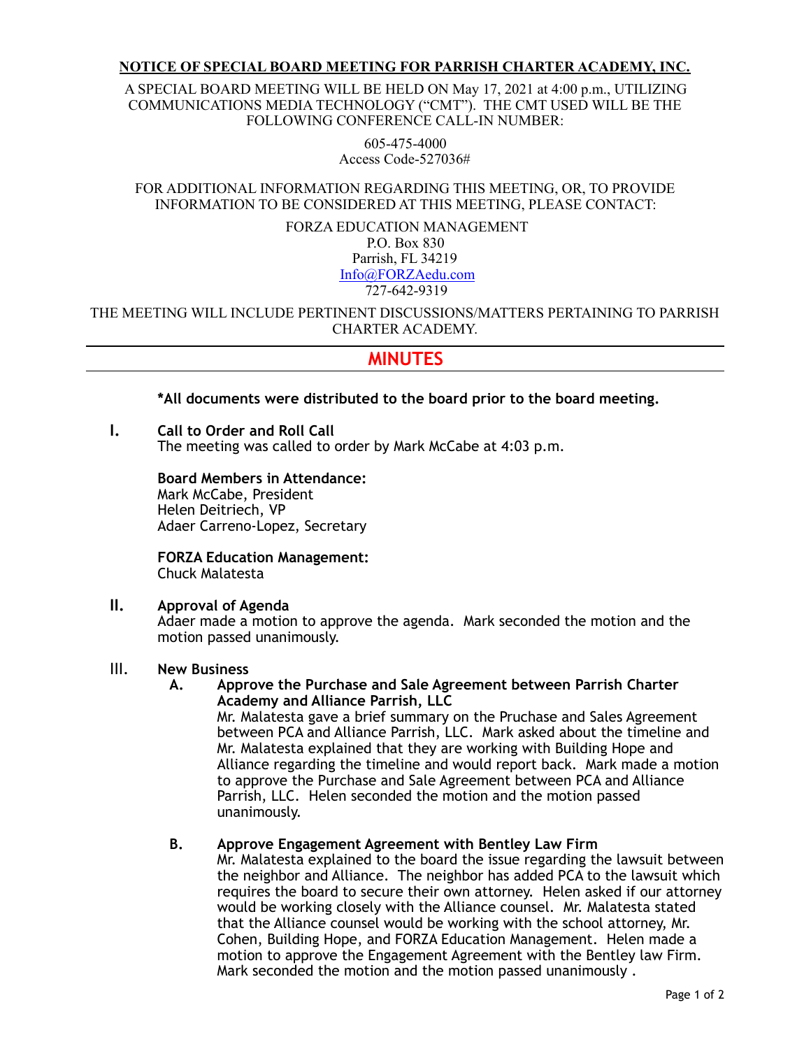**NOTICE OF SPECIAL BOARD MEETING FOR PARRISH CHARTER ACADEMY, INC.**

A SPECIAL BOARD MEETING WILL BE HELD ON May 17, 2021 at 4:00 p.m., UTILIZING COMMUNICATIONS MEDIA TECHNOLOGY ("CMT"). THE CMT USED WILL BE THE FOLLOWING CONFERENCE CALL-IN NUMBER:

605-475-4000
Access Code-527036#

FOR ADDITIONAL INFORMATION REGARDING THIS MEETING, OR, TO PROVIDE INFORMATION TO BE CONSIDERED AT THIS MEETING, PLEASE CONTACT:

FORZA EDUCATION MANAGEMENT
P.O. Box 830
Parrish, FL 34219
Info@FORZAedu.com
727-642-9319

THE MEETING WILL INCLUDE PERTINENT DISCUSSIONS/MATTERS PERTAINING TO PARRISH CHARTER ACADEMY.

---

# MINUTES

---

**\*All documents were distributed to the board prior to the board meeting.**

## I. Call to Order and Roll Call

The meeting was called to order by Mark McCabe at 4:03 p.m.

**Board Members in Attendance:**
Mark McCabe, President
Helen Deitriech, VP
Adaer Carreno-Lopez, Secretary

**FORZA Education Management:**
Chuck Malatesta

## II. Approval of Agenda

Adaer made a motion to approve the agenda. Mark seconded the motion and the motion passed unanimously.

## III. New Business

### A. Approve the Purchase and Sale Agreement between Parrish Charter Academy and Alliance Parrish, LLC

Mr. Malatesta gave a brief summary on the Pruchase and Sales Agreement between PCA and Alliance Parrish, LLC. Mark asked about the timeline and Mr. Malatesta explained that they are working with Building Hope and Alliance regarding the timeline and would report back. Mark made a motion to approve the Purchase and Sale Agreement between PCA and Alliance Parrish, LLC. Helen seconded the motion and the motion passed unanimously.

### B. Approve Engagement Agreement with Bentley Law Firm

Mr. Malatesta explained to the board the issue regarding the lawsuit between the neighbor and Alliance. The neighbor has added PCA to the lawsuit which requires the board to secure their own attorney. Helen asked if our attorney would be working closely with the Alliance counsel. Mr. Malatesta stated that the Alliance counsel would be working with the school attorney, Mr. Cohen, Building Hope, and FORZA Education Management. Helen made a motion to approve the Engagement Agreement with the Bentley law Firm. Mark seconded the motion and the motion passed unanimously .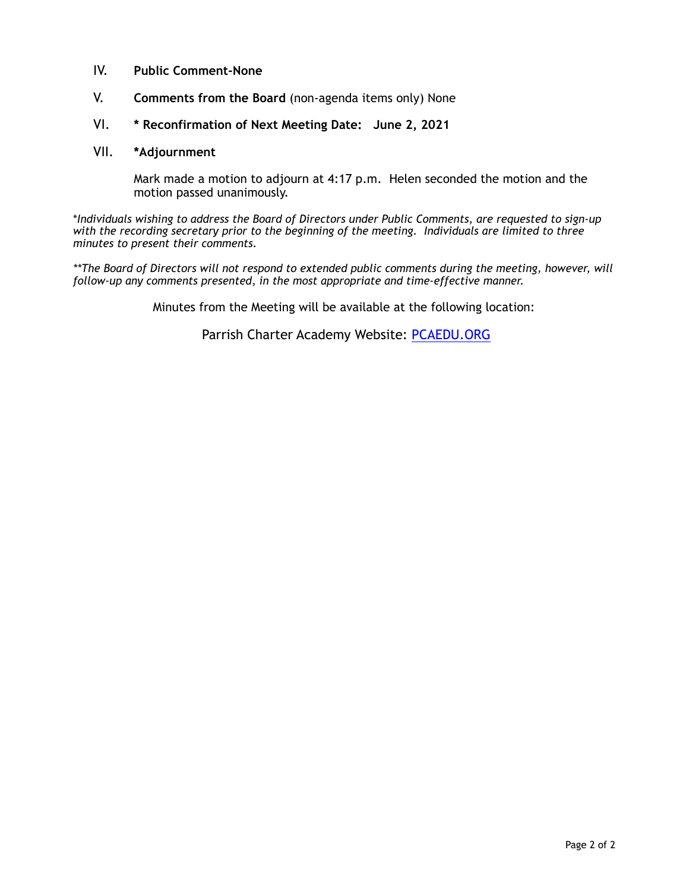IV. **Public Comment-None**

V. **Comments from the Board** (non-agenda items only) None

VI. **\* Reconfirmation of Next Meeting Date: June 2, 2021**

VII. **\*Adjournment**

Mark made a motion to adjourn at 4:17 p.m. Helen seconded the motion and the motion passed unanimously.

*\*Individuals wishing to address the Board of Directors under Public Comments, are requested to sign-up with the recording secretary prior to the beginning of the meeting. Individuals are limited to three minutes to present their comments.*

*\*\*The Board of Directors will not respond to extended public comments during the meeting, however, will follow-up any comments presented, in the most appropriate and time-effective manner.*

Minutes from the Meeting will be available at the following location:

Parrish Charter Academy Website: [PCAEDU.ORG](http://PCAEDU.ORG)